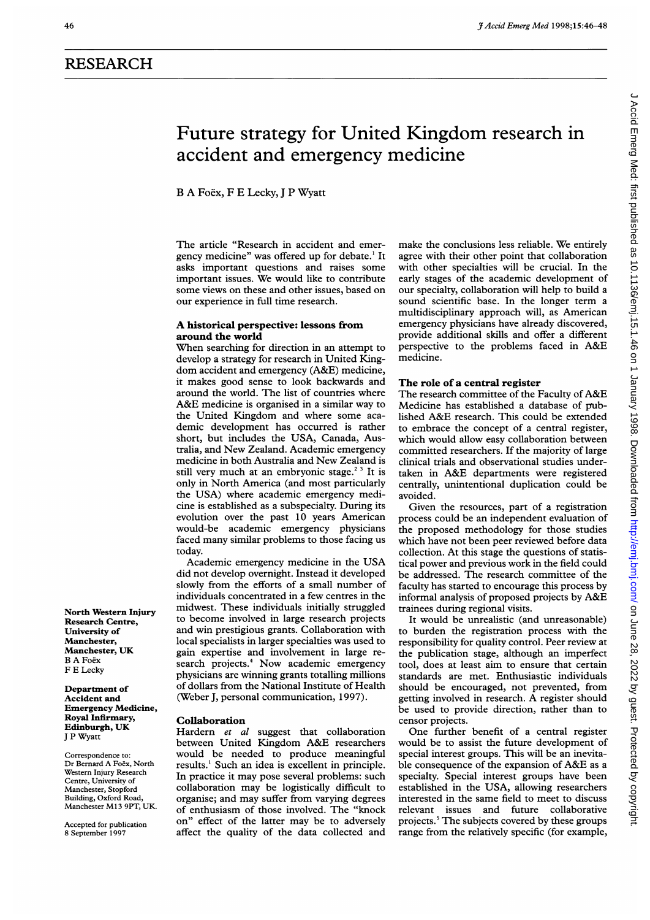## RESEARCH

# Future strategy for United Kingdom research in accident and emergency medicine

B A Foëx, F E Lecky, J P Wyatt

North Western Injury Research Centre, University of Manchester, Manchester, UK
B A Foëx
F E Lecky

Department of Accident and Emergency Medicine, Royal Infirmary, Edinburgh, UK
J P Wyatt

Correspondence to: Dr Bernard A Foëx, North Western Injury Research Centre, University of Manchester, Stopford Building, Oxford Road, Manchester M13 9PT, UK.

Accepted for publication 8 September 1997

The article "Research in accident and emergency medicine" was offered up for debate.[1] It asks important questions and raises some important issues. We would like to contribute some views on these and other issues, based on our experience in full time research.

### A historical perspective: lessons from around the world

When searching for direction in an attempt to develop a strategy for research in United Kingdom accident and emergency (A&E) medicine, it makes good sense to look backwards and around the world. The list of countries where A&E medicine is organised in a similar way to the United Kingdom and where some academic development has occurred is rather short, but includes the USA, Canada, Australia, and New Zealand. Academic emergency medicine in both Australia and New Zealand is still very much at an embryonic stage.[2,3] It is only in North America (and most particularly the USA) where academic emergency medicine is established as a subspecialty. During its evolution over the past 10 years American would-be academic emergency physicians faced many similar problems to those facing us today.

Academic emergency medicine in the USA did not develop overnight. Instead it developed slowly from the efforts of a small number of individuals concentrated in a few centres in the midwest. These individuals initially struggled to become involved in large research projects and win prestigious grants. Collaboration with local specialists in larger specialties was used to gain expertise and involvement in large research projects.[4] Now academic emergency physicians are winning grants totalling millions of dollars from the National Institute of Health (Weber J, personal communication, 1997).

### Collaboration

Hardern *et al* suggest that collaboration between United Kingdom A&E researchers would be needed to produce meaningful results.[1] Such an idea is excellent in principle. In practice it may pose several problems: such collaboration may be logistically difficult to organise; and may suffer from varying degrees of enthusiasm of those involved. The "knock on" effect of the latter may be to adversely affect the quality of the data collected and make the conclusions less reliable. We entirely agree with their other point that collaboration with other specialties will be crucial. In the early stages of the academic development of our specialty, collaboration will help to build a sound scientific base. In the longer term a multidisciplinary approach will, as American emergency physicians have already discovered, provide additional skills and offer a different perspective to the problems faced in A&E medicine.

### The role of a central register

The research committee of the Faculty of A&E Medicine has established a database of published A&E research. This could be extended to embrace the concept of a central register, which would allow easy collaboration between committed researchers. If the majority of large clinical trials and observational studies undertaken in A&E departments were registered centrally, unintentional duplication could be avoided.

Given the resources, part of a registration process could be an independent evaluation of the proposed methodology for those studies which have not been peer reviewed before data collection. At this stage the questions of statistical power and previous work in the field could be addressed. The research committee of the faculty has started to encourage this process by informal analysis of proposed projects by A&E trainees during regional visits.

It would be unrealistic (and unreasonable) to burden the registration process with the responsibility for quality control. Peer review at the publication stage, although an imperfect tool, does at least aim to ensure that certain standards are met. Enthusiastic individuals should be encouraged, not prevented, from getting involved in research. A register should be used to provide direction, rather than to censor projects.

One further benefit of a central register would be to assist the future development of special interest groups. This will be an inevitable consequence of the expansion of A&E as a specialty. Special interest groups have been established in the USA, allowing researchers interested in the same field to meet to discuss relevant issues and future collaborative projects.[5] The subjects covered by these groups range from the relatively specific (for example,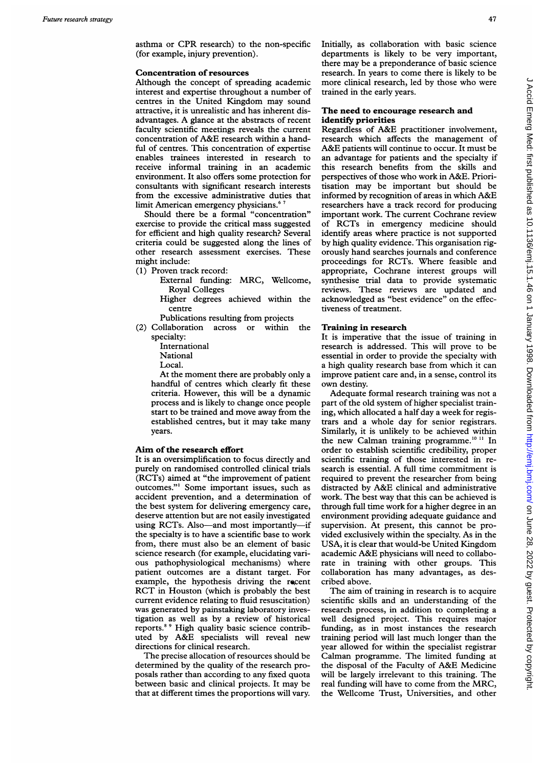asthma or CPR research) to the non-specific (for example, injury prevention).

### Concentration of resources

Although the concept of spreading academic interest and expertise throughout a number of centres in the United Kingdom may sound attractive, it is unrealistic and has inherent disadvantages. A glance at the abstracts of recent faculty scientific meetings reveals the current concentration of A&E research within a handful of centres. This concentration of expertise enables trainees interested in research to receive informal training in an academic environment. It also offers some protection for consultants with significant research interests from the excessive administrative duties that limit American emergency physicians.[6,7]

Should there be a formal "concentration" exercise to provide the critical mass suggested for efficient and high quality research? Several criteria could be suggested along the lines of other research assessment exercises. These might include:

(1) Proven track record:
  - External funding: MRC, Wellcome, Royal Colleges
  - Higher degrees achieved within the centre
  - Publications resulting from projects

(2) Collaboration across or within the specialty:
  - International
  - National
  - Local.

At the moment there are probably only a handful of centres which clearly fit these criteria. However, this will be a dynamic process and is likely to change once people start to be trained and move away from the established centres, but it may take many years.

### Aim of the research effort

It is an oversimplification to focus directly and purely on randomised controlled clinical trials (RCTs) aimed at "the improvement of patient outcomes."[1] Some important issues, such as accident prevention, and a determination of the best system for delivering emergency care, deserve attention but are not easily investigated using RCTs. Also—and most importantly—if the specialty is to have a scientific base to work from, there must also be an element of basic science research (for example, elucidating various pathophysiological mechanisms) where patient outcomes are a distant target. For example, the hypothesis driving the recent RCT in Houston (which is probably the best current evidence relating to fluid resuscitation) was generated by painstaking laboratory investigation as well as by a review of historical reports.[8,9] High quality basic science contributed by A&E specialists will reveal new directions for clinical research.

The precise allocation of resources should be determined by the quality of the research proposals rather than according to any fixed quota between basic and clinical projects. It may be that at different times the proportions will vary. Initially, as collaboration with basic science departments is likely to be very important, there may be a preponderance of basic science research. In years to come there is likely to be more clinical research, led by those who were trained in the early years.

### The need to encourage research and identify priorities

Regardless of A&E practitioner involvement, research which affects the management of A&E patients will continue to occur. It must be an advantage for patients and the specialty if this research benefits from the skills and perspectives of those who work in A&E. Prioritisation may be important but should be informed by recognition of areas in which A&E researchers have a track record for producing important work. The current Cochrane review of RCTs in emergency medicine should identify areas where practice is not supported by high quality evidence. This organisation rigorously hand searches journals and conference proceedings for RCTs. Where feasible and appropriate, Cochrane interest groups will synthesise trial data to provide systematic reviews. These reviews are updated and acknowledged as "best evidence" on the effectiveness of treatment.

### Training in research

It is imperative that the issue of training in research is addressed. This will prove to be essential in order to provide the specialty with a high quality research base from which it can improve patient care and, in a sense, control its own destiny.

Adequate formal research training was not a part of the old system of higher specialist training, which allocated a half day a week for registrars and a whole day for senior registrars. Similarly, it is unlikely to be achieved within the new Calman training programme.[10,11] In order to establish scientific credibility, proper scientific training of those interested in research is essential. A full time commitment is required to prevent the researcher from being distracted by A&E clinical and administrative work. The best way that this can be achieved is through full time work for a higher degree in an environment providing adequate guidance and supervision. At present, this cannot be provided exclusively within the specialty. As in the USA, it is clear that would-be United Kingdom academic A&E physicians will need to collaborate in training with other groups. This collaboration has many advantages, as described above.

The aim of training in research is to acquire scientific skills and an understanding of the research process, in addition to completing a well designed project. This requires major funding, as in most instances the research training period will last much longer than the year allowed for within the specialist registrar Calman programme. The limited funding at the disposal of the Faculty of A&E Medicine will be largely irrelevant to this training. The real funding will have to come from the MRC, the Wellcome Trust, Universities, and other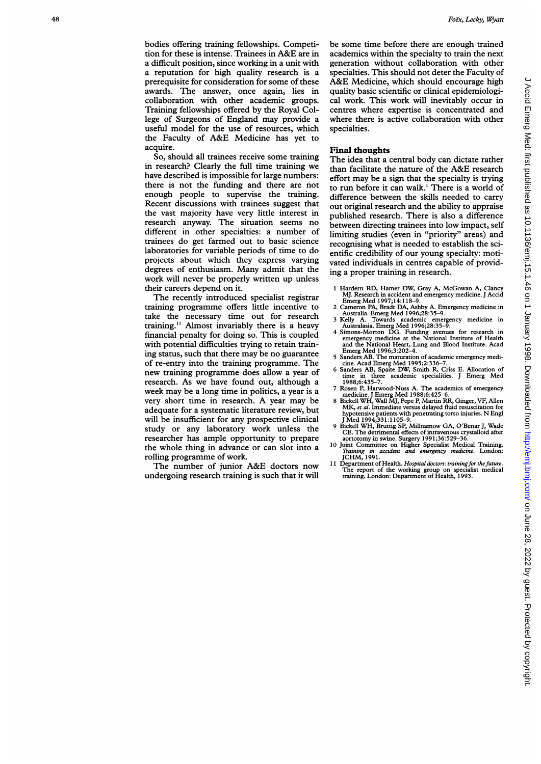bodies offering training fellowships. Competition for these is intense. Trainees in A&E are in a difficult position, since working in a unit with a reputation for high quality research is a prerequisite for consideration for some of these awards. The answer, once again, lies in collaboration with other academic groups. Training fellowships offered by the Royal College of Surgeons of England may provide a useful model for the use of resources, which the Faculty of A&E Medicine has yet to acquire.

So, should all trainees receive some training in research? Clearly the full time training we have described is impossible for large numbers: there is not the funding and there are not enough people to supervise the training. Recent discussions with trainees suggest that the vast majority have very little interest in research anyway. The situation seems no different in other specialties: a number of trainees do get farmed out to basic science laboratories for variable periods of time to do projects about which they express varying degrees of enthusiasm. Many admit that the work will never be properly written up unless their careers depend on it.

The recently introduced specialist registrar training programme offers little incentive to take the necessary time out for research training.[11] Almost invariably there is a heavy financial penalty for doing so. This is coupled with potential difficulties trying to retain training status, such that there may be no guarantee of re-entry into the training programme. The new training programme does allow a year of research. As we have found out, although a week may be a long time in politics, a year is a very short time in research. A year may be adequate for a systematic literature review, but will be insufficient for any prospective clinical study or any laboratory work unless the researcher has ample opportunity to prepare the whole thing in advance or can slot into a rolling programme of work.

The number of junior A&E doctors now undergoing research training is such that it will be some time before there are enough trained academics within the specialty to train the next generation without collaboration with other specialties. This should not deter the Faculty of A&E Medicine, which should encourage high quality basic scientific or clinical epidemiological work. This work will inevitably occur in centres where expertise is concentrated and where there is active collaboration with other specialties.

## Final thoughts

The idea that a central body can dictate rather than facilitate the nature of the A&E research effort may be a sign that the specialty is trying to run before it can walk.[1] There is a world of difference between the skills needed to carry out original research and the ability to appraise published research. There is also a difference between directing trainees into low impact, self limiting studies (even in "priority" areas) and recognising what is needed to establish the scientific credibility of our young specialty: motivated individuals in centres capable of providing a proper training in research.

1. Hardern RD, Hamer DW, Gray A, McGowan A, Clancy MJ. Research in accident and emergency medicine. J Accid Emerg Med 1997;14:118–9.
2. Cameron PA, Bradt DA, Ashby A. Emergency medicine in Australia. Emerg Med 1996;28:35–9.
3. Kelly A. Towards academic emergency medicine in Australasia. Emerg Med 1996;28:35–9.
4. Simons-Morton DG. Funding avenues for research in emergency medicine at the National Institute of Health and the National Heart, Lung and Blood Institute. Acad Emerg Med 1996;3:202–4.
5. Sanders AB. The maturation of academic emergency medicine. Acad Emerg Med 1995;2:336–7.
6. Sanders AB, Spaite DW, Smith R, Criss E. Allocation of time in three academic specialities. J Emerg Med 1988;6:435–7.
7. Rosen P, Harwood-Nuss A. The academics of emergency medicine. J Emerg Med 1988;6:425–6.
8. Bickell WH, Wall MJ, Pepe P, Martin RR, Ginger, VF, Allen MK, *et al*. Immediate versus delayed fluid resuscitation for hypotensive patients with penetrating torso injuries. N Engl J Med 1994;331:1105–9.
9. Bickell WH, Bruttig SP, Millnamow GA, O'Benar J, Wade CE. The detrimental effects of intravenous crystalloid after aortotomy in swine. Surgery 1991;36:529–36.
10. Joint Committee on Higher Specialist Medical Training. *Training in accident and emergency medicine*. London: JCHM, 1991.
11. Department of Health. *Hospital doctors: training for the future*. The report of the working group on specialist medical training. London: Department of Health, 1993.